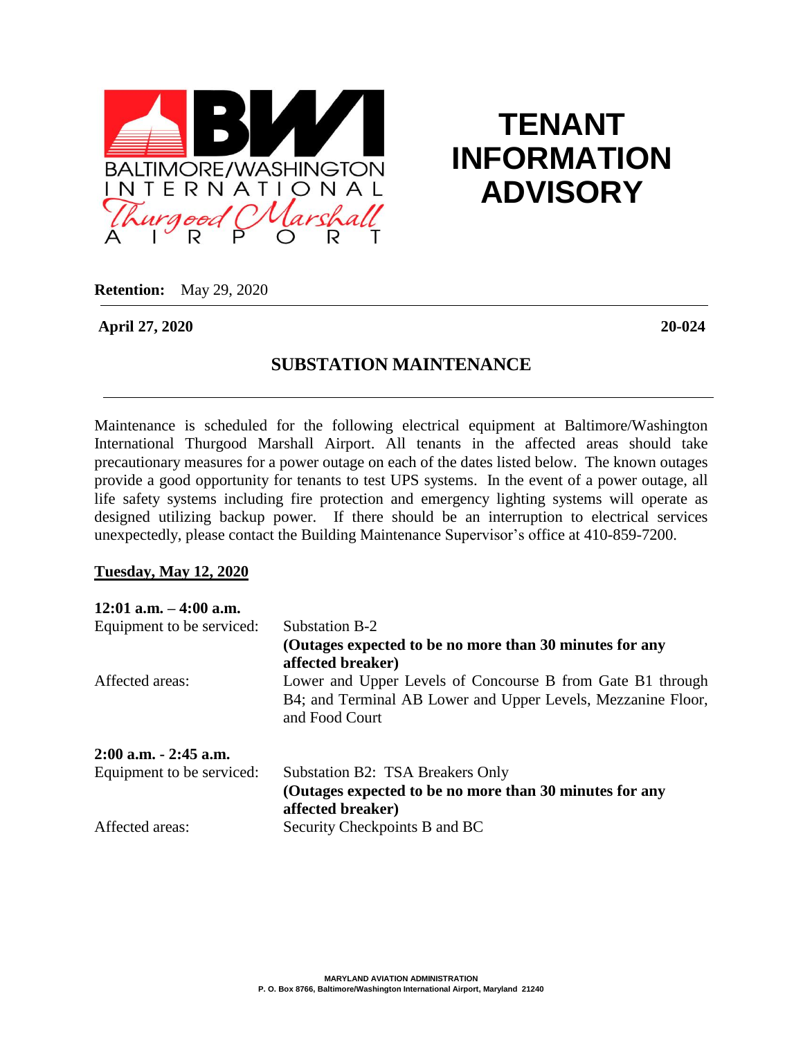# TENANT INFORMATION ADVISORY

**Retention:** May 29, 2020

**April 27, 2020** **20-024**

## SUBSTATION MAINTENANCE

Maintenance is scheduled for the following electrical equipment at Baltimore/Washington International Thurgood Marshall Airport. All tenants in the affected areas should take precautionary measures for a power outage on each of the dates listed below. The known outages provide a good opportunity for tenants to test UPS systems. In the event of a power outage, all life safety systems including fire protection and emergency lighting systems will operate as designed utilizing backup power. If there should be an interruption to electrical services unexpectedly, please contact the Building Maintenance Supervisor's office at 410-859-7200.

**<u>Tuesday, May 12, 2020</u>**

**12:01 a.m. – 4:00 a.m.**

Equipment to be serviced: Substation B-2
**(Outages expected to be no more than 30 minutes for any affected breaker)**

Affected areas: Lower and Upper Levels of Concourse B from Gate B1 through B4; and Terminal AB Lower and Upper Levels, Mezzanine Floor, and Food Court

**2:00 a.m. - 2:45 a.m.**

Equipment to be serviced: Substation B2: TSA Breakers Only
**(Outages expected to be no more than 30 minutes for any affected breaker)**

Affected areas: Security Checkpoints B and BC

MARYLAND AVIATION ADMINISTRATION
P. O. Box 8766, Baltimore/Washington International Airport, Maryland 21240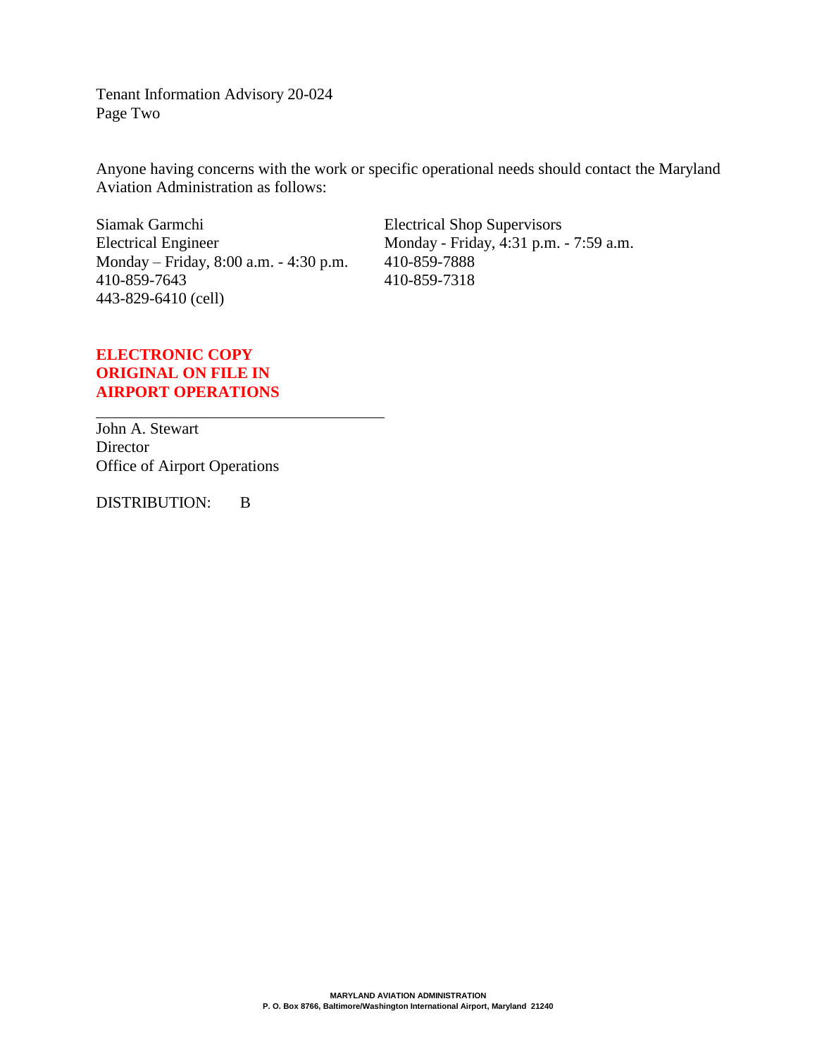Anyone having concerns with the work or specific operational needs should contact the Maryland Aviation Administration as follows:

Siamak Garmchi
Electrical Engineer
Monday – Friday, 8:00 a.m. - 4:30 p.m.
410-859-7643
443-829-6410 (cell)

Electrical Shop Supervisors
Monday - Friday, 4:31 p.m. - 7:59 a.m.
410-859-7888
410-859-7318

**ELECTRONIC COPY**
**ORIGINAL ON FILE IN**
**AIRPORT OPERATIONS**

John A. Stewart
Director
Office of Airport Operations

DISTRIBUTION: B

**MARYLAND AVIATION ADMINISTRATION**
**P. O. Box 8766, Baltimore/Washington International Airport, Maryland 21240**